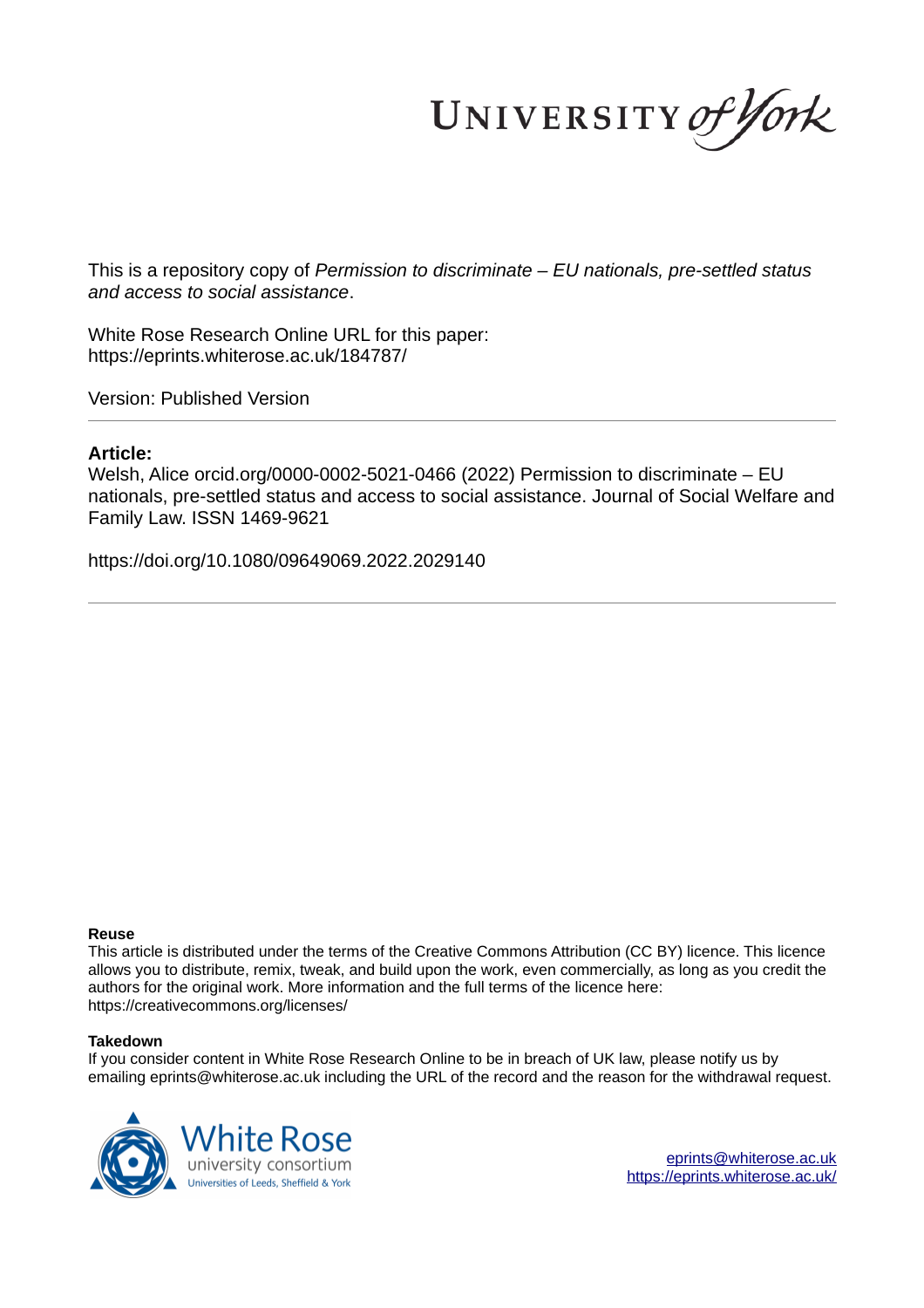UNIVERSITY of York

This is a repository copy of *Permission to discriminate – EU nationals, pre-settled status and access to social assistance*.

White Rose Research Online URL for this paper:
https://eprints.whiterose.ac.uk/184787/

Version: Published Version

---

**Article:**

Welsh, Alice orcid.org/0000-0002-5021-0466 (2022) Permission to discriminate – EU nationals, pre-settled status and access to social assistance. Journal of Social Welfare and Family Law. ISSN 1469-9621

https://doi.org/10.1080/09649069.2022.2029140

---

**Reuse**

This article is distributed under the terms of the Creative Commons Attribution (CC BY) licence. This licence allows you to distribute, remix, tweak, and build upon the work, even commercially, as long as you credit the authors for the original work. More information and the full terms of the licence here: https://creativecommons.org/licenses/

**Takedown**

If you consider content in White Rose Research Online to be in breach of UK law, please notify us by emailing eprints@whiterose.ac.uk including the URL of the record and the reason for the withdrawal request.

White Rose university consortium
Universities of Leeds, Sheffield & York

eprints@whiterose.ac.uk
https://eprints.whiterose.ac.uk/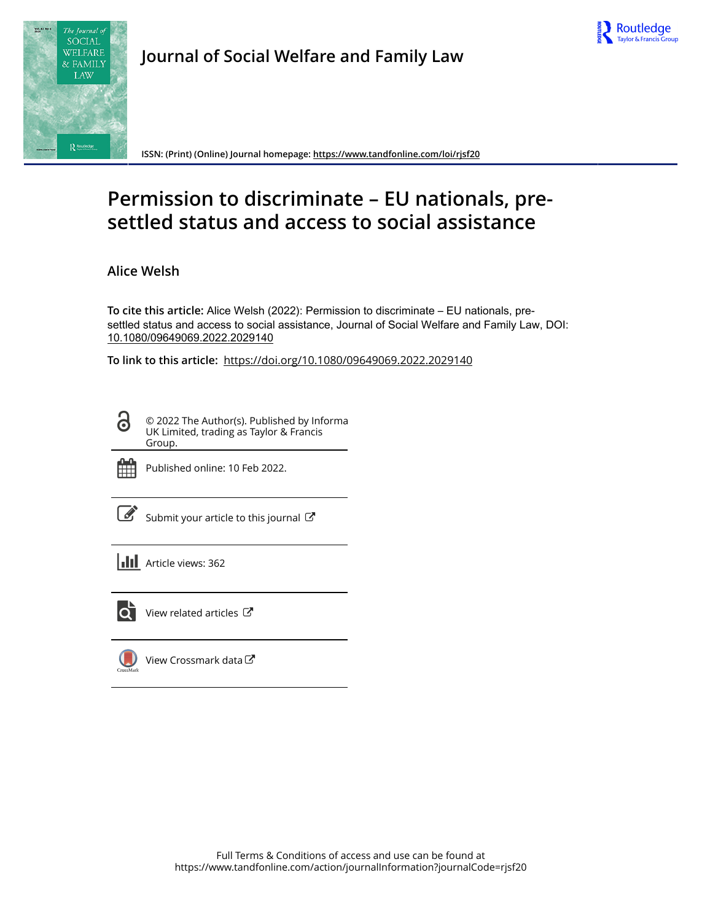Journal of Social Welfare and Family Law

ISSN: (Print) (Online) Journal homepage: https://www.tandfonline.com/loi/rjsf20

# Permission to discriminate – EU nationals, pre-settled status and access to social assistance

## Alice Welsh

**To cite this article:** Alice Welsh (2022): Permission to discriminate – EU nationals, pre-settled status and access to social assistance, Journal of Social Welfare and Family Law, DOI: 10.1080/09649069.2022.2029140

**To link to this article:** https://doi.org/10.1080/09649069.2022.2029140

© 2022 The Author(s). Published by Informa UK Limited, trading as Taylor & Francis Group.

Published online: 10 Feb 2022.

Submit your article to this journal

Article views: 362

View related articles

View Crossmark data

Full Terms & Conditions of access and use can be found at https://www.tandfonline.com/action/journalInformation?journalCode=rjsf20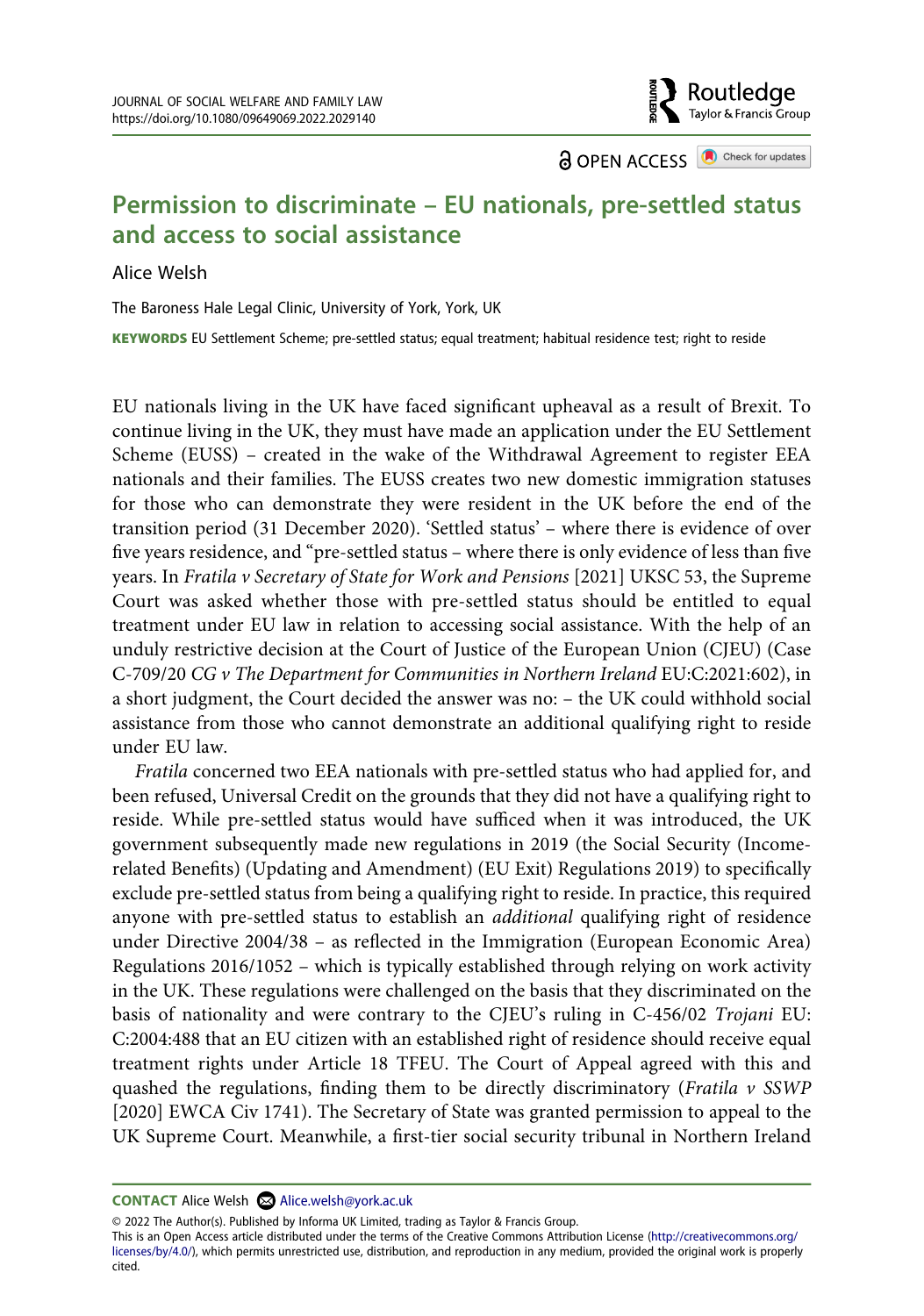# Permission to discriminate – EU nationals, pre-settled status and access to social assistance

Alice Welsh

The Baroness Hale Legal Clinic, University of York, York, UK

**KEYWORDS** EU Settlement Scheme; pre-settled status; equal treatment; habitual residence test; right to reside

EU nationals living in the UK have faced significant upheaval as a result of Brexit. To continue living in the UK, they must have made an application under the EU Settlement Scheme (EUSS) – created in the wake of the Withdrawal Agreement to register EEA nationals and their families. The EUSS creates two new domestic immigration statuses for those who can demonstrate they were resident in the UK before the end of the transition period (31 December 2020). 'Settled status' – where there is evidence of over five years residence, and "pre-settled status – where there is only evidence of less than five years. In *Fratila v Secretary of State for Work and Pensions* [2021] UKSC 53, the Supreme Court was asked whether those with pre-settled status should be entitled to equal treatment under EU law in relation to accessing social assistance. With the help of an unduly restrictive decision at the Court of Justice of the European Union (CJEU) (Case C-709/20 *CG v The Department for Communities in Northern Ireland* EU:C:2021:602), in a short judgment, the Court decided the answer was no: – the UK could withhold social assistance from those who cannot demonstrate an additional qualifying right to reside under EU law.

*Fratila* concerned two EEA nationals with pre-settled status who had applied for, and been refused, Universal Credit on the grounds that they did not have a qualifying right to reside. While pre-settled status would have sufficed when it was introduced, the UK government subsequently made new regulations in 2019 (the Social Security (Income-related Benefits) (Updating and Amendment) (EU Exit) Regulations 2019) to specifically exclude pre-settled status from being a qualifying right to reside. In practice, this required anyone with pre-settled status to establish an *additional* qualifying right of residence under Directive 2004/38 – as reflected in the Immigration (European Economic Area) Regulations 2016/1052 – which is typically established through relying on work activity in the UK. These regulations were challenged on the basis that they discriminated on the basis of nationality and were contrary to the CJEU's ruling in C-456/02 *Trojani* EU:C:2004:488 that an EU citizen with an established right of residence should receive equal treatment rights under Article 18 TFEU. The Court of Appeal agreed with this and quashed the regulations, finding them to be directly discriminatory (*Fratila v SSWP* [2020] EWCA Civ 1741). The Secretary of State was granted permission to appeal to the UK Supreme Court. Meanwhile, a first-tier social security tribunal in Northern Ireland

**CONTACT** Alice Welsh Alice.welsh@york.ac.uk

© 2022 The Author(s). Published by Informa UK Limited, trading as Taylor & Francis Group.
This is an Open Access article distributed under the terms of the Creative Commons Attribution License (http://creativecommons.org/licenses/by/4.0/), which permits unrestricted use, distribution, and reproduction in any medium, provided the original work is properly cited.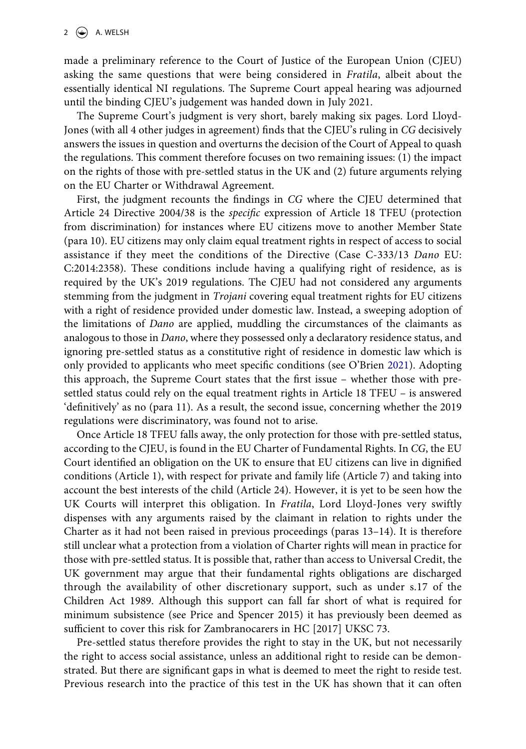made a preliminary reference to the Court of Justice of the European Union (CJEU) asking the same questions that were being considered in *Fratila*, albeit about the essentially identical NI regulations. The Supreme Court appeal hearing was adjourned until the binding CJEU's judgement was handed down in July 2021.

The Supreme Court's judgment is very short, barely making six pages. Lord Lloyd-Jones (with all 4 other judges in agreement) finds that the CJEU's ruling in *CG* decisively answers the issues in question and overturns the decision of the Court of Appeal to quash the regulations. This comment therefore focuses on two remaining issues: (1) the impact on the rights of those with pre-settled status in the UK and (2) future arguments relying on the EU Charter or Withdrawal Agreement.

First, the judgment recounts the findings in *CG* where the CJEU determined that Article 24 Directive 2004/38 is the *specific* expression of Article 18 TFEU (protection from discrimination) for instances where EU citizens move to another Member State (para 10). EU citizens may only claim equal treatment rights in respect of access to social assistance if they meet the conditions of the Directive (Case C-333/13 *Dano* EU: C:2014:2358). These conditions include having a qualifying right of residence, as is required by the UK's 2019 regulations. The CJEU had not considered any arguments stemming from the judgment in *Trojani* covering equal treatment rights for EU citizens with a right of residence provided under domestic law. Instead, a sweeping adoption of the limitations of *Dano* are applied, muddling the circumstances of the claimants as analogous to those in *Dano*, where they possessed only a declaratory residence status, and ignoring pre-settled status as a constitutive right of residence in domestic law which is only provided to applicants who meet specific conditions (see O'Brien 2021). Adopting this approach, the Supreme Court states that the first issue – whether those with pre-settled status could rely on the equal treatment rights in Article 18 TFEU – is answered 'definitively' as no (para 11). As a result, the second issue, concerning whether the 2019 regulations were discriminatory, was found not to arise.

Once Article 18 TFEU falls away, the only protection for those with pre-settled status, according to the CJEU, is found in the EU Charter of Fundamental Rights. In *CG*, the EU Court identified an obligation on the UK to ensure that EU citizens can live in dignified conditions (Article 1), with respect for private and family life (Article 7) and taking into account the best interests of the child (Article 24). However, it is yet to be seen how the UK Courts will interpret this obligation. In *Fratila*, Lord Lloyd-Jones very swiftly dispenses with any arguments raised by the claimant in relation to rights under the Charter as it had not been raised in previous proceedings (paras 13–14). It is therefore still unclear what a protection from a violation of Charter rights will mean in practice for those with pre-settled status. It is possible that, rather than access to Universal Credit, the UK government may argue that their fundamental rights obligations are discharged through the availability of other discretionary support, such as under s.17 of the Children Act 1989. Although this support can fall far short of what is required for minimum subsistence (see Price and Spencer 2015) it has previously been deemed as sufficient to cover this risk for Zambranocarers in HC [2017] UKSC 73.

Pre-settled status therefore provides the right to stay in the UK, but not necessarily the right to access social assistance, unless an additional right to reside can be demonstrated. But there are significant gaps in what is deemed to meet the right to reside test. Previous research into the practice of this test in the UK has shown that it can often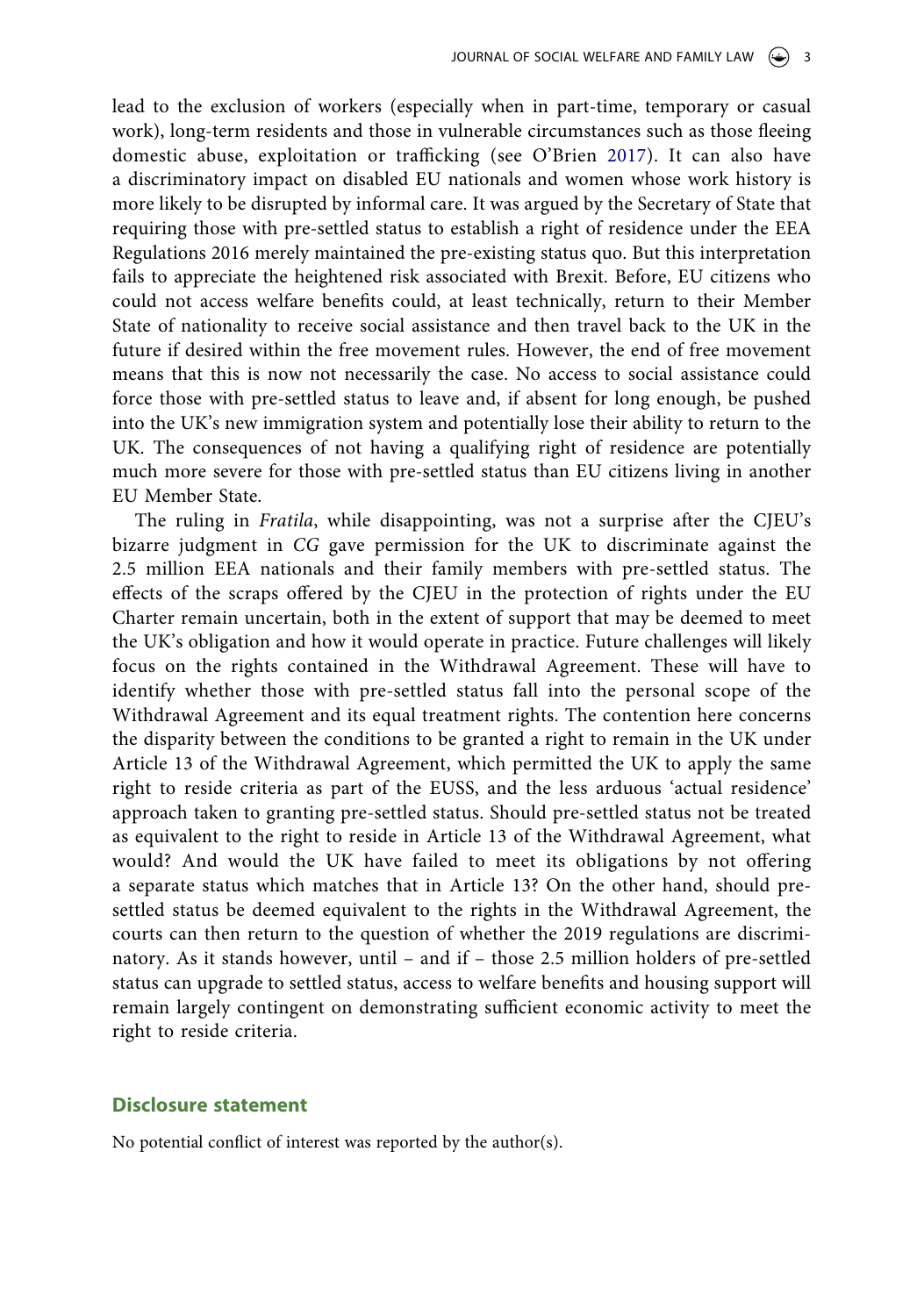lead to the exclusion of workers (especially when in part-time, temporary or casual work), long-term residents and those in vulnerable circumstances such as those fleeing domestic abuse, exploitation or trafficking (see O'Brien 2017). It can also have a discriminatory impact on disabled EU nationals and women whose work history is more likely to be disrupted by informal care. It was argued by the Secretary of State that requiring those with pre-settled status to establish a right of residence under the EEA Regulations 2016 merely maintained the pre-existing status quo. But this interpretation fails to appreciate the heightened risk associated with Brexit. Before, EU citizens who could not access welfare benefits could, at least technically, return to their Member State of nationality to receive social assistance and then travel back to the UK in the future if desired within the free movement rules. However, the end of free movement means that this is now not necessarily the case. No access to social assistance could force those with pre-settled status to leave and, if absent for long enough, be pushed into the UK's new immigration system and potentially lose their ability to return to the UK. The consequences of not having a qualifying right of residence are potentially much more severe for those with pre-settled status than EU citizens living in another EU Member State.

The ruling in *Fratila*, while disappointing, was not a surprise after the CJEU's bizarre judgment in *CG* gave permission for the UK to discriminate against the 2.5 million EEA nationals and their family members with pre-settled status. The effects of the scraps offered by the CJEU in the protection of rights under the EU Charter remain uncertain, both in the extent of support that may be deemed to meet the UK's obligation and how it would operate in practice. Future challenges will likely focus on the rights contained in the Withdrawal Agreement. These will have to identify whether those with pre-settled status fall into the personal scope of the Withdrawal Agreement and its equal treatment rights. The contention here concerns the disparity between the conditions to be granted a right to remain in the UK under Article 13 of the Withdrawal Agreement, which permitted the UK to apply the same right to reside criteria as part of the EUSS, and the less arduous 'actual residence' approach taken to granting pre-settled status. Should pre-settled status not be treated as equivalent to the right to reside in Article 13 of the Withdrawal Agreement, what would? And would the UK have failed to meet its obligations by not offering a separate status which matches that in Article 13? On the other hand, should pre-settled status be deemed equivalent to the rights in the Withdrawal Agreement, the courts can then return to the question of whether the 2019 regulations are discriminatory. As it stands however, until – and if – those 2.5 million holders of pre-settled status can upgrade to settled status, access to welfare benefits and housing support will remain largely contingent on demonstrating sufficient economic activity to meet the right to reside criteria.

## Disclosure statement

No potential conflict of interest was reported by the author(s).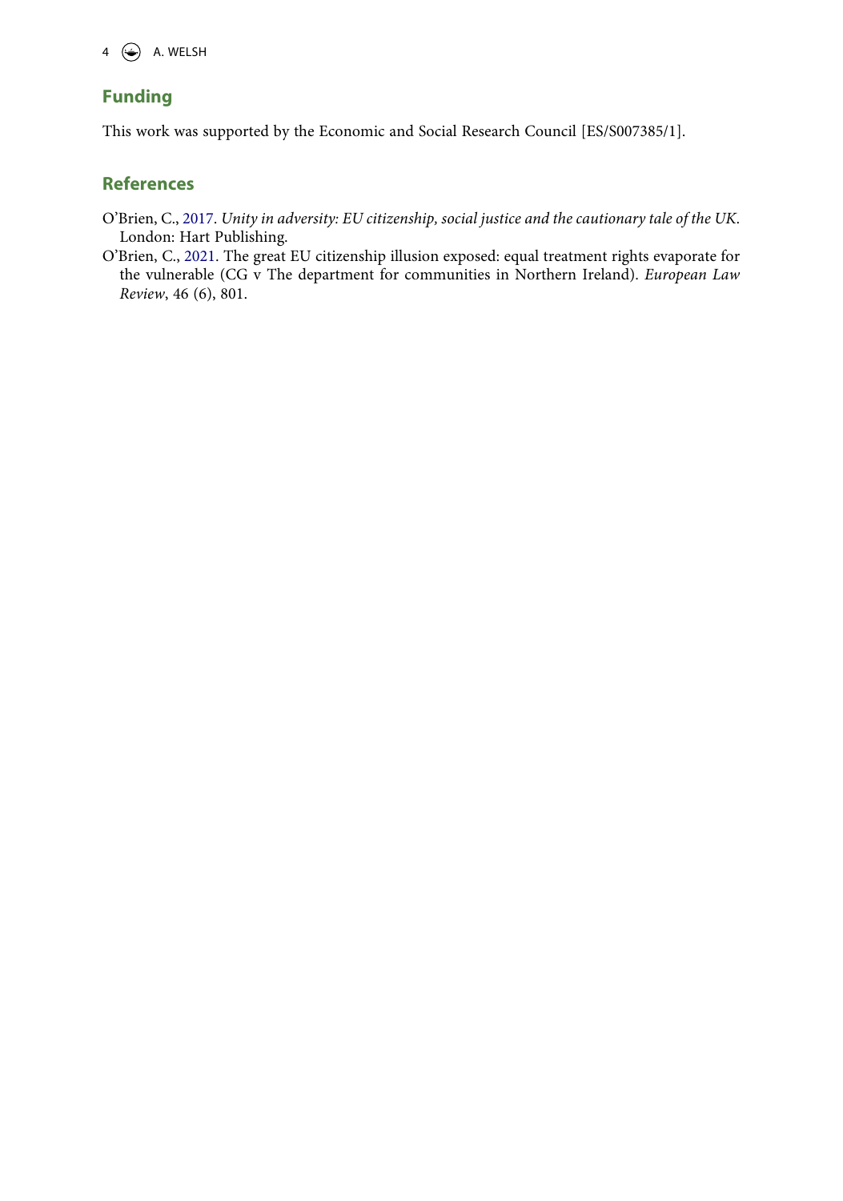## Funding

This work was supported by the Economic and Social Research Council [ES/S007385/1].

## References

O'Brien, C., 2017. *Unity in adversity: EU citizenship, social justice and the cautionary tale of the UK*. London: Hart Publishing.

O'Brien, C., 2021. The great EU citizenship illusion exposed: equal treatment rights evaporate for the vulnerable (CG v The department for communities in Northern Ireland). *European Law Review*, 46 (6), 801.